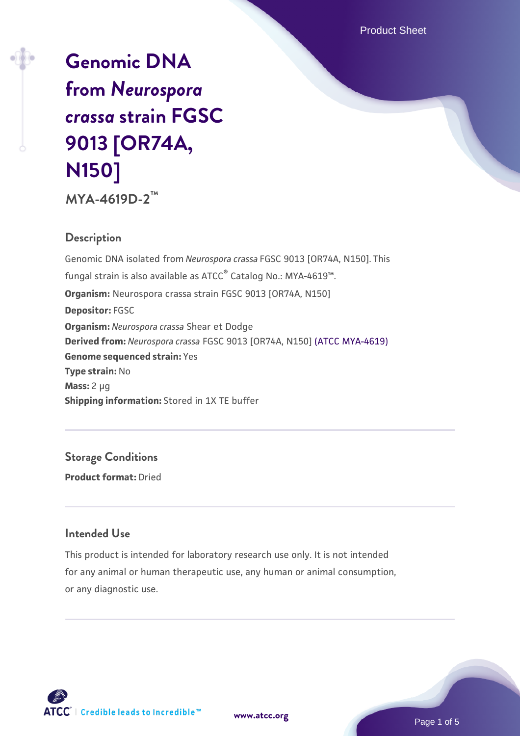# Genomic DNA from *Neurospora crassa* strain FGSC 9013 [OR74A, N150]

**MYA-4619D-2™**

## Description

Genomic DNA isolated from *Neurospora crassa* FGSC 9013 [OR74A, N150]. This fungal strain is also available as ATCC® Catalog No.: MYA-4619™.

**Organism:** Neurospora crassa strain FGSC 9013 [OR74A, N150]

**Depositor:** FGSC

**Organism:** *Neurospora crassa* Shear et Dodge

**Derived from:** *Neurospora crassa* FGSC 9013 [OR74A, N150] (ATCC MYA-4619)

**Genome sequenced strain:** Yes

**Type strain:** No

**Mass:** 2 µg

**Shipping information:** Stored in 1X TE buffer

## Storage Conditions

**Product format:** Dried

## Intended Use

This product is intended for laboratory research use only. It is not intended for any animal or human therapeutic use, any human or animal consumption, or any diagnostic use.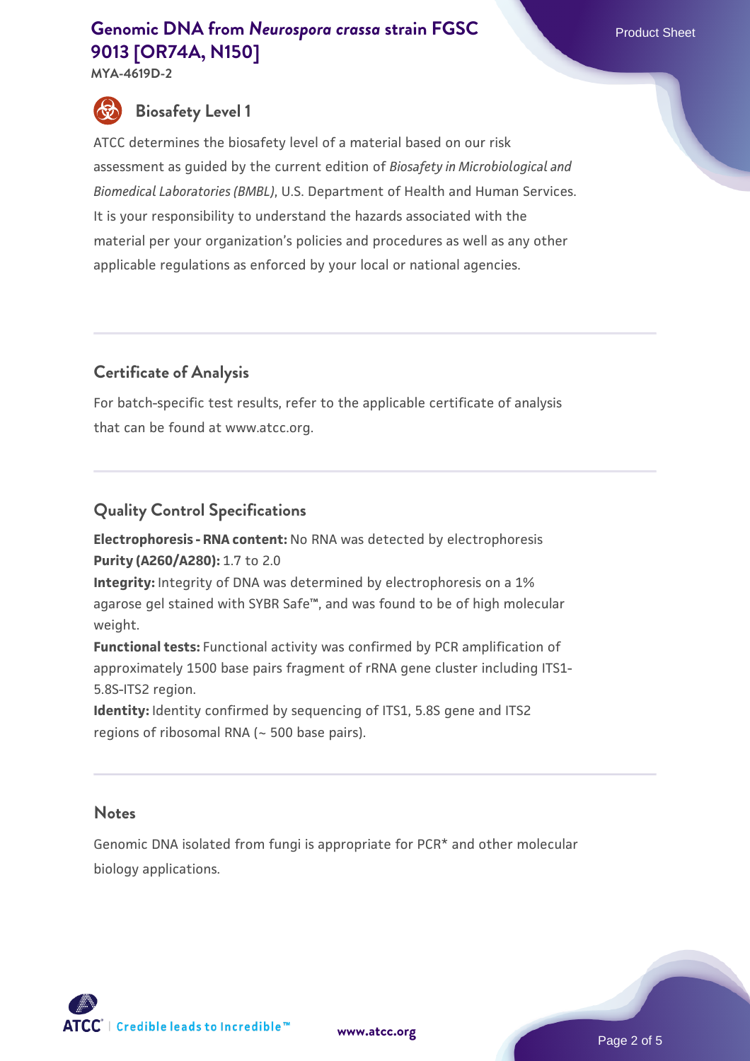## Biosafety Level 1

ATCC determines the biosafety level of a material based on our risk assessment as guided by the current edition of *Biosafety in Microbiological and Biomedical Laboratories (BMBL)*, U.S. Department of Health and Human Services. It is your responsibility to understand the hazards associated with the material per your organization's policies and procedures as well as any other applicable regulations as enforced by your local or national agencies.

## Certificate of Analysis

For batch-specific test results, refer to the applicable certificate of analysis that can be found at www.atcc.org.

## Quality Control Specifications

**Electrophoresis - RNA content:** No RNA was detected by electrophoresis
**Purity (A260/A280):** 1.7 to 2.0
**Integrity:** Integrity of DNA was determined by electrophoresis on a 1% agarose gel stained with SYBR Safe™, and was found to be of high molecular weight.
**Functional tests:** Functional activity was confirmed by PCR amplification of approximately 1500 base pairs fragment of rRNA gene cluster including ITS1-5.8S-ITS2 region.
**Identity:** Identity confirmed by sequencing of ITS1, 5.8S gene and ITS2 regions of ribosomal RNA (~ 500 base pairs).

## Notes

Genomic DNA isolated from fungi is appropriate for PCR* and other molecular biology applications.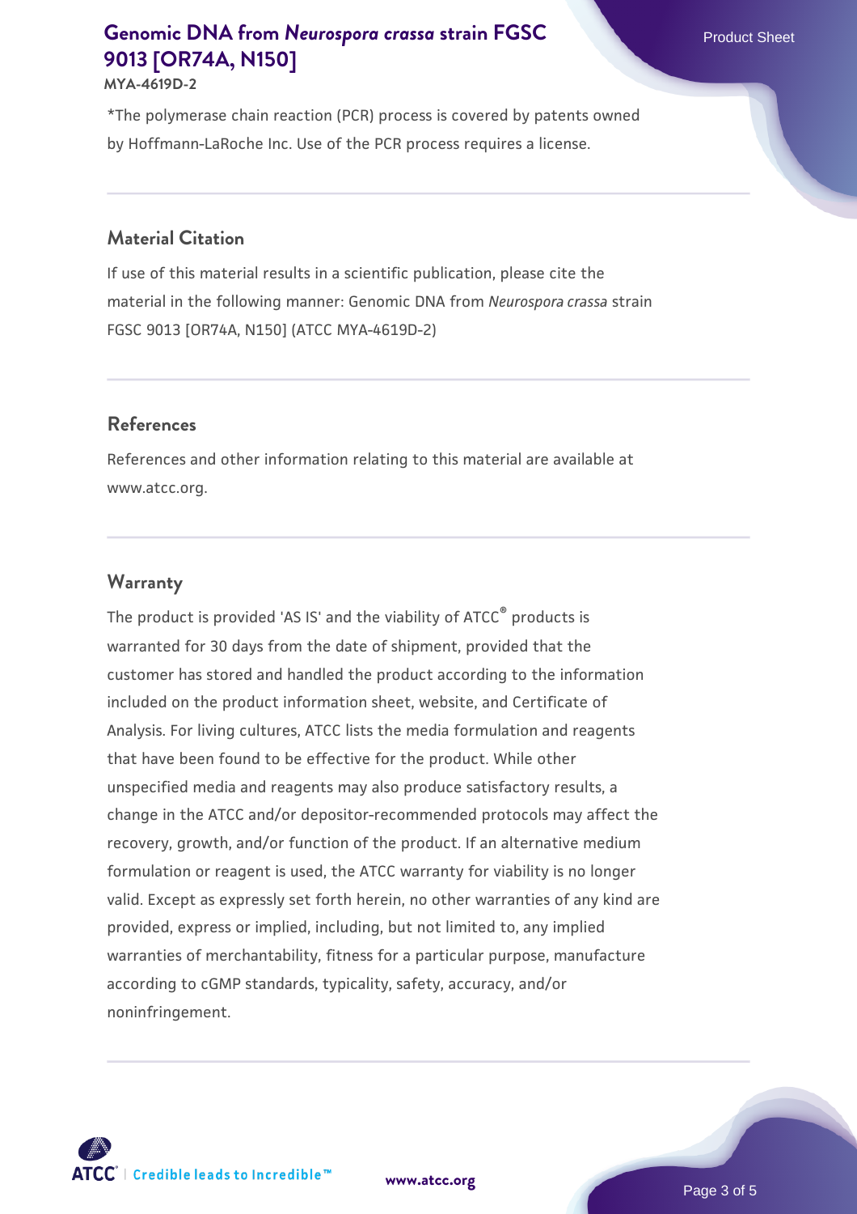*The polymerase chain reaction (PCR) process is covered by patents owned by Hoffmann-LaRoche Inc. Use of the PCR process requires a license.

## Material Citation

If use of this material results in a scientific publication, please cite the material in the following manner: Genomic DNA from *Neurospora crassa* strain FGSC 9013 [OR74A, N150] (ATCC MYA-4619D-2)

## References

References and other information relating to this material are available at www.atcc.org.

## Warranty

The product is provided 'AS IS' and the viability of ATCC® products is warranted for 30 days from the date of shipment, provided that the customer has stored and handled the product according to the information included on the product information sheet, website, and Certificate of Analysis. For living cultures, ATCC lists the media formulation and reagents that have been found to be effective for the product. While other unspecified media and reagents may also produce satisfactory results, a change in the ATCC and/or depositor-recommended protocols may affect the recovery, growth, and/or function of the product. If an alternative medium formulation or reagent is used, the ATCC warranty for viability is no longer valid. Except as expressly set forth herein, no other warranties of any kind are provided, express or implied, including, but not limited to, any implied warranties of merchantability, fitness for a particular purpose, manufacture according to cGMP standards, typicality, safety, accuracy, and/or noninfringement.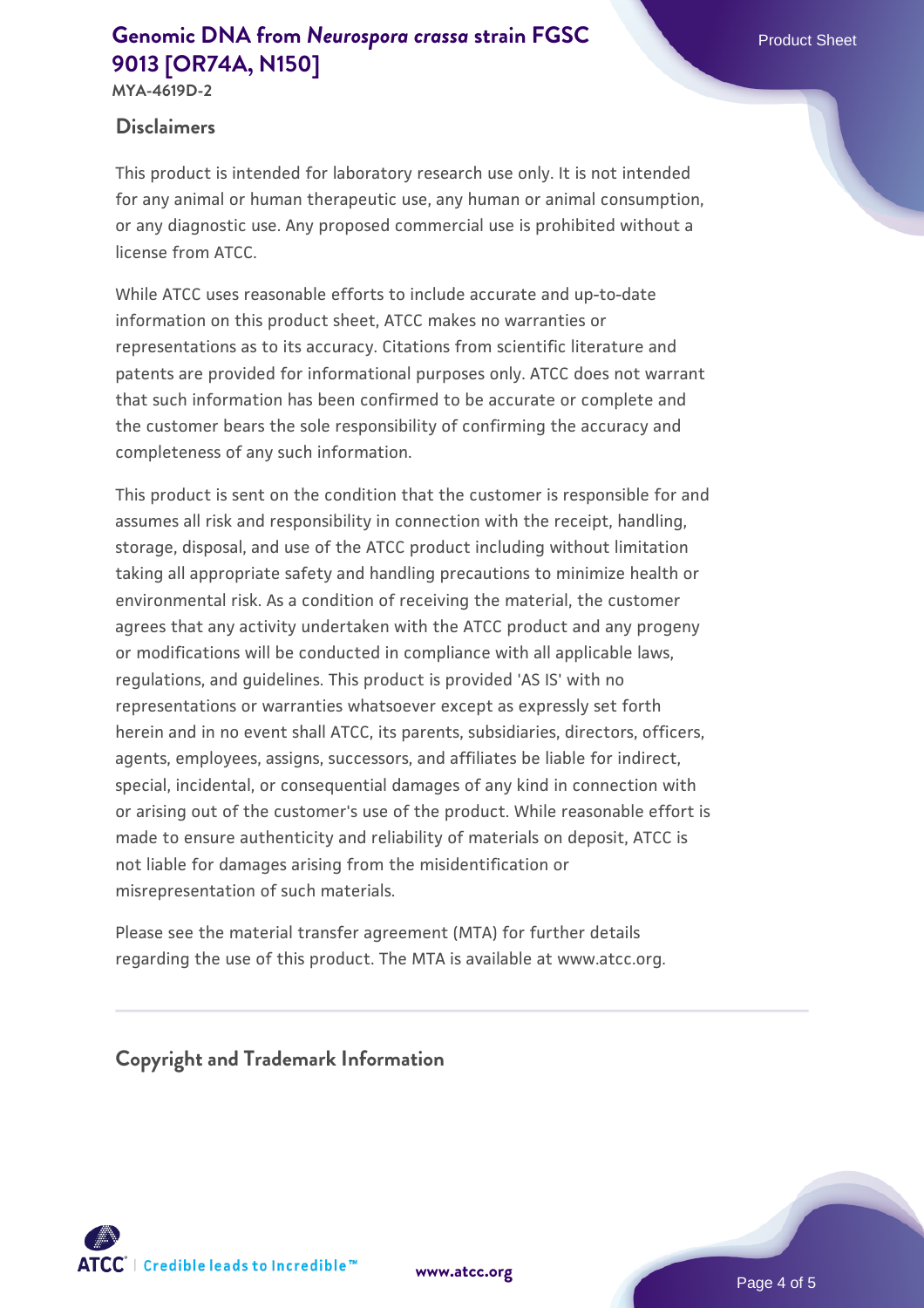## Disclaimers

This product is intended for laboratory research use only. It is not intended for any animal or human therapeutic use, any human or animal consumption, or any diagnostic use. Any proposed commercial use is prohibited without a license from ATCC.

While ATCC uses reasonable efforts to include accurate and up-to-date information on this product sheet, ATCC makes no warranties or representations as to its accuracy. Citations from scientific literature and patents are provided for informational purposes only. ATCC does not warrant that such information has been confirmed to be accurate or complete and the customer bears the sole responsibility of confirming the accuracy and completeness of any such information.

This product is sent on the condition that the customer is responsible for and assumes all risk and responsibility in connection with the receipt, handling, storage, disposal, and use of the ATCC product including without limitation taking all appropriate safety and handling precautions to minimize health or environmental risk. As a condition of receiving the material, the customer agrees that any activity undertaken with the ATCC product and any progeny or modifications will be conducted in compliance with all applicable laws, regulations, and guidelines. This product is provided 'AS IS' with no representations or warranties whatsoever except as expressly set forth herein and in no event shall ATCC, its parents, subsidiaries, directors, officers, agents, employees, assigns, successors, and affiliates be liable for indirect, special, incidental, or consequential damages of any kind in connection with or arising out of the customer's use of the product. While reasonable effort is made to ensure authenticity and reliability of materials on deposit, ATCC is not liable for damages arising from the misidentification or misrepresentation of such materials.

Please see the material transfer agreement (MTA) for further details regarding the use of this product. The MTA is available at www.atcc.org.

## Copyright and Trademark Information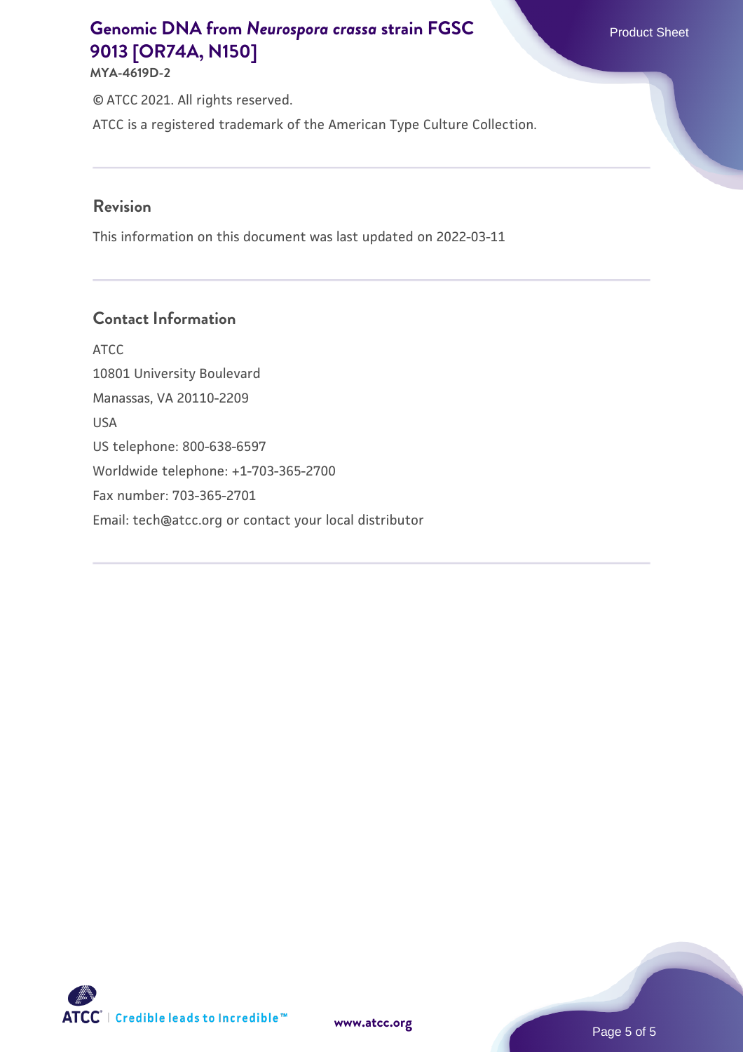© ATCC 2021. All rights reserved.

ATCC is a registered trademark of the American Type Culture Collection.

## Revision

This information on this document was last updated on 2022-03-11

## Contact Information

ATCC
10801 University Boulevard
Manassas, VA 20110-2209
USA
US telephone: 800-638-6597
Worldwide telephone: +1-703-365-2700
Fax number: 703-365-2701
Email: tech@atcc.org or contact your local distributor